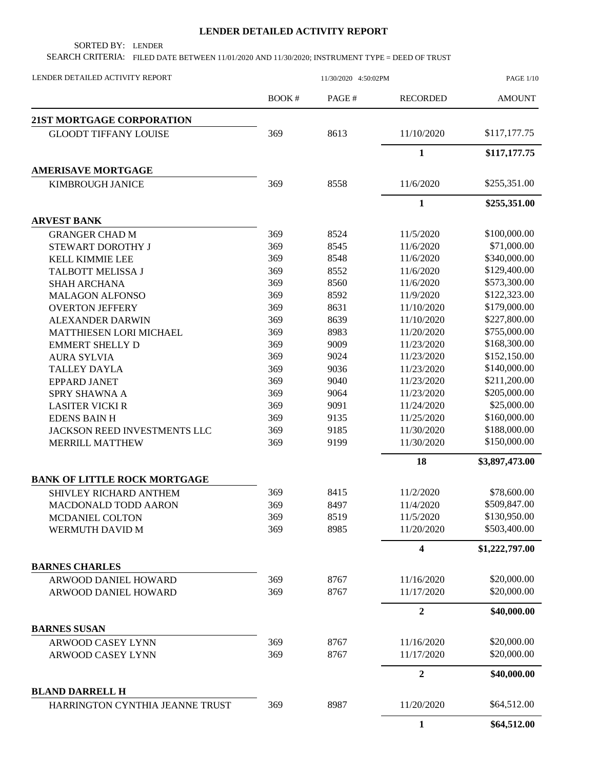# LENDER DETAILED ACTIVITY REPORT

SORTED BY: LENDER

SEARCH CRITERIA: FILED DATE BETWEEN 11/01/2020 AND 11/30/2020; INSTRUMENT TYPE = DEED OF TRUST

LENDER DETAILED ACTIVITY REPORT 11/30/2020 4:50:02PM

| | BOOK # | PAGE # | RECORDED | AMOUNT |
|---|---|---|---|---|
| **21ST MORTGAGE CORPORATION** | | | | |
| GLOODT TIFFANY LOUISE | 369 | 8613 | 11/10/2020 | $117,177.75 |
| | | | **1** | **$117,177.75** |
| **AMERISAVE MORTGAGE** | | | | |
| KIMBROUGH JANICE | 369 | 8558 | 11/6/2020 | $255,351.00 |
| | | | **1** | **$255,351.00** |
| **ARVEST BANK** | | | | |
| GRANGER CHAD M | 369 | 8524 | 11/5/2020 | $100,000.00 |
| STEWART DOROTHY J | 369 | 8545 | 11/6/2020 | $71,000.00 |
| KELL KIMMIE LEE | 369 | 8548 | 11/6/2020 | $340,000.00 |
| TALBOTT MELISSA J | 369 | 8552 | 11/6/2020 | $129,400.00 |
| SHAH ARCHANA | 369 | 8560 | 11/6/2020 | $573,300.00 |
| MALAGON ALFONSO | 369 | 8592 | 11/9/2020 | $122,323.00 |
| OVERTON JEFFERY | 369 | 8631 | 11/10/2020 | $179,000.00 |
| ALEXANDER DARWIN | 369 | 8639 | 11/10/2020 | $227,800.00 |
| MATTHIESEN LORI MICHAEL | 369 | 8983 | 11/20/2020 | $755,000.00 |
| EMMERT SHELLY D | 369 | 9009 | 11/23/2020 | $168,300.00 |
| AURA SYLVIA | 369 | 9024 | 11/23/2020 | $152,150.00 |
| TALLEY DAYLA | 369 | 9036 | 11/23/2020 | $140,000.00 |
| EPPARD JANET | 369 | 9040 | 11/23/2020 | $211,200.00 |
| SPRY SHAWNA A | 369 | 9064 | 11/23/2020 | $205,000.00 |
| LASITER VICKI R | 369 | 9091 | 11/24/2020 | $25,000.00 |
| EDENS BAIN H | 369 | 9135 | 11/25/2020 | $160,000.00 |
| JACKSON REED INVESTMENTS LLC | 369 | 9185 | 11/30/2020 | $188,000.00 |
| MERRILL MATTHEW | 369 | 9199 | 11/30/2020 | $150,000.00 |
| | | | **18** | **$3,897,473.00** |
| **BANK OF LITTLE ROCK MORTGAGE** | | | | |
| SHIVLEY RICHARD ANTHEM | 369 | 8415 | 11/2/2020 | $78,600.00 |
| MACDONALD TODD AARON | 369 | 8497 | 11/4/2020 | $509,847.00 |
| MCDANIEL COLTON | 369 | 8519 | 11/5/2020 | $130,950.00 |
| WERMUTH DAVID M | 369 | 8985 | 11/20/2020 | $503,400.00 |
| | | | **4** | **$1,222,797.00** |
| **BARNES CHARLES** | | | | |
| ARWOOD DANIEL HOWARD | 369 | 8767 | 11/16/2020 | $20,000.00 |
| ARWOOD DANIEL HOWARD | 369 | 8767 | 11/17/2020 | $20,000.00 |
| | | | **2** | **$40,000.00** |
| **BARNES SUSAN** | | | | |
| ARWOOD CASEY LYNN | 369 | 8767 | 11/16/2020 | $20,000.00 |
| ARWOOD CASEY LYNN | 369 | 8767 | 11/17/2020 | $20,000.00 |
| | | | **2** | **$40,000.00** |
| **BLAND DARRELL H** | | | | |
| HARRINGTON CYNTHIA JEANNE TRUST | 369 | 8987 | 11/20/2020 | $64,512.00 |
| | | | **1** | **$64,512.00** |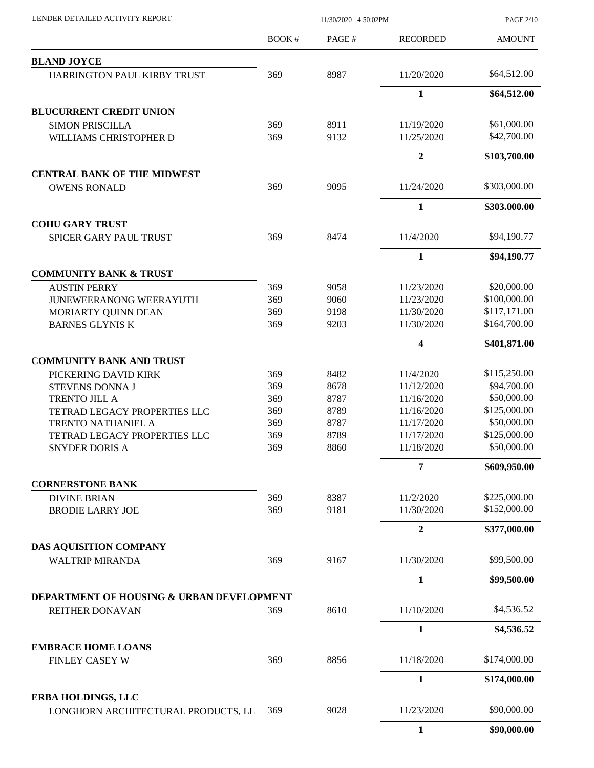# LENDER DETAILED ACTIVITY REPORT

11/30/2020 4:50:02PM

| | BOOK # | PAGE # | RECORDED | AMOUNT |
|---|---|---|---|---|
| **BLAND JOYCE** | | | | |
| HARRINGTON PAUL KIRBY TRUST | 369 | 8987 | 11/20/2020 | $64,512.00 |
| | | | **1** | **$64,512.00** |
| **BLUCURRENT CREDIT UNION** | | | | |
| SIMON PRISCILLA | 369 | 8911 | 11/19/2020 | $61,000.00 |
| WILLIAMS CHRISTOPHER D | 369 | 9132 | 11/25/2020 | $42,700.00 |
| | | | **2** | **$103,700.00** |
| **CENTRAL BANK OF THE MIDWEST** | | | | |
| OWENS RONALD | 369 | 9095 | 11/24/2020 | $303,000.00 |
| | | | **1** | **$303,000.00** |
| **COHU GARY TRUST** | | | | |
| SPICER GARY PAUL TRUST | 369 | 8474 | 11/4/2020 | $94,190.77 |
| | | | **1** | **$94,190.77** |
| **COMMUNITY BANK & TRUST** | | | | |
| AUSTIN PERRY | 369 | 9058 | 11/23/2020 | $20,000.00 |
| JUNEWEERANONG WEERAYUTH | 369 | 9060 | 11/23/2020 | $100,000.00 |
| MORIARTY QUINN DEAN | 369 | 9198 | 11/30/2020 | $117,171.00 |
| BARNES GLYNIS K | 369 | 9203 | 11/30/2020 | $164,700.00 |
| | | | **4** | **$401,871.00** |
| **COMMUNITY BANK AND TRUST** | | | | |
| PICKERING DAVID KIRK | 369 | 8482 | 11/4/2020 | $115,250.00 |
| STEVENS DONNA J | 369 | 8678 | 11/12/2020 | $94,700.00 |
| TRENTO JILL A | 369 | 8787 | 11/16/2020 | $50,000.00 |
| TETRAD LEGACY PROPERTIES LLC | 369 | 8789 | 11/16/2020 | $125,000.00 |
| TRENTO NATHANIEL A | 369 | 8787 | 11/17/2020 | $50,000.00 |
| TETRAD LEGACY PROPERTIES LLC | 369 | 8789 | 11/17/2020 | $125,000.00 |
| SNYDER DORIS A | 369 | 8860 | 11/18/2020 | $50,000.00 |
| | | | **7** | **$609,950.00** |
| **CORNERSTONE BANK** | | | | |
| DIVINE BRIAN | 369 | 8387 | 11/2/2020 | $225,000.00 |
| BRODIE LARRY JOE | 369 | 9181 | 11/30/2020 | $152,000.00 |
| | | | **2** | **$377,000.00** |
| **DAS AQUISITION COMPANY** | | | | |
| WALTRIP MIRANDA | 369 | 9167 | 11/30/2020 | $99,500.00 |
| | | | **1** | **$99,500.00** |
| **DEPARTMENT OF HOUSING & URBAN DEVELOPMENT** | | | | |
| REITHER DONAVAN | 369 | 8610 | 11/10/2020 | $4,536.52 |
| | | | **1** | **$4,536.52** |
| **EMBRACE HOME LOANS** | | | | |
| FINLEY CASEY W | 369 | 8856 | 11/18/2020 | $174,000.00 |
| | | | **1** | **$174,000.00** |
| **ERBA HOLDINGS, LLC** | | | | |
| LONGHORN ARCHITECTURAL PRODUCTS, LL | 369 | 9028 | 11/23/2020 | $90,000.00 |
| | | | **1** | **$90,000.00** |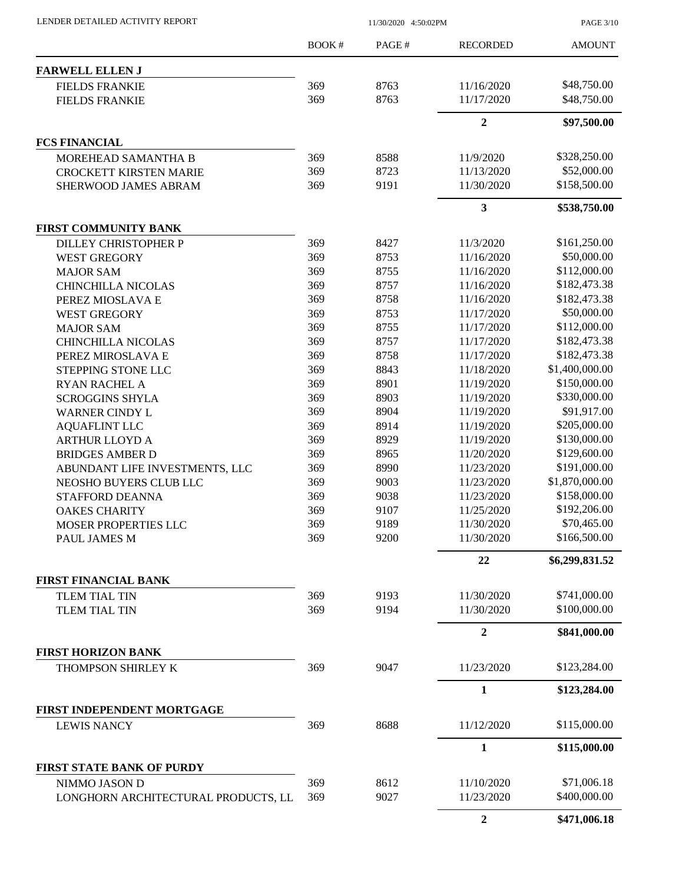LENDER DETAILED ACTIVITY REPORT

11/30/2020 4:50:02PM

| | BOOK # | PAGE # | RECORDED | AMOUNT |
|---|---|---|---|---|
| **FARWELL ELLEN J** | | | | |
| FIELDS FRANKIE | 369 | 8763 | 11/16/2020 | $48,750.00 |
| FIELDS FRANKIE | 369 | 8763 | 11/17/2020 | $48,750.00 |
| | | | **2** | **$97,500.00** |
| **FCS FINANCIAL** | | | | |
| MOREHEAD SAMANTHA B | 369 | 8588 | 11/9/2020 | $328,250.00 |
| CROCKETT KIRSTEN MARIE | 369 | 8723 | 11/13/2020 | $52,000.00 |
| SHERWOOD JAMES ABRAM | 369 | 9191 | 11/30/2020 | $158,500.00 |
| | | | **3** | **$538,750.00** |
| **FIRST COMMUNITY BANK** | | | | |
| DILLEY CHRISTOPHER P | 369 | 8427 | 11/3/2020 | $161,250.00 |
| WEST GREGORY | 369 | 8753 | 11/16/2020 | $50,000.00 |
| MAJOR SAM | 369 | 8755 | 11/16/2020 | $112,000.00 |
| CHINCHILLA NICOLAS | 369 | 8757 | 11/16/2020 | $182,473.38 |
| PEREZ MIOSLAVA E | 369 | 8758 | 11/16/2020 | $182,473.38 |
| WEST GREGORY | 369 | 8753 | 11/17/2020 | $50,000.00 |
| MAJOR SAM | 369 | 8755 | 11/17/2020 | $112,000.00 |
| CHINCHILLA NICOLAS | 369 | 8757 | 11/17/2020 | $182,473.38 |
| PEREZ MIROSLAVA E | 369 | 8758 | 11/17/2020 | $182,473.38 |
| STEPPING STONE LLC | 369 | 8843 | 11/18/2020 | $1,400,000.00 |
| RYAN RACHEL A | 369 | 8901 | 11/19/2020 | $150,000.00 |
| SCROGGINS SHYLA | 369 | 8903 | 11/19/2020 | $330,000.00 |
| WARNER CINDY L | 369 | 8904 | 11/19/2020 | $91,917.00 |
| AQUAFLINT LLC | 369 | 8914 | 11/19/2020 | $205,000.00 |
| ARTHUR LLOYD A | 369 | 8929 | 11/19/2020 | $130,000.00 |
| BRIDGES AMBER D | 369 | 8965 | 11/20/2020 | $129,600.00 |
| ABUNDANT LIFE INVESTMENTS, LLC | 369 | 8990 | 11/23/2020 | $191,000.00 |
| NEOSHO BUYERS CLUB LLC | 369 | 9003 | 11/23/2020 | $1,870,000.00 |
| STAFFORD DEANNA | 369 | 9038 | 11/23/2020 | $158,000.00 |
| OAKES CHARITY | 369 | 9107 | 11/25/2020 | $192,206.00 |
| MOSER PROPERTIES LLC | 369 | 9189 | 11/30/2020 | $70,465.00 |
| PAUL JAMES M | 369 | 9200 | 11/30/2020 | $166,500.00 |
| | | | **22** | **$6,299,831.52** |
| **FIRST FINANCIAL BANK** | | | | |
| TLEM TIAL TIN | 369 | 9193 | 11/30/2020 | $741,000.00 |
| TLEM TIAL TIN | 369 | 9194 | 11/30/2020 | $100,000.00 |
| | | | **2** | **$841,000.00** |
| **FIRST HORIZON BANK** | | | | |
| THOMPSON SHIRLEY K | 369 | 9047 | 11/23/2020 | $123,284.00 |
| | | | **1** | **$123,284.00** |
| **FIRST INDEPENDENT MORTGAGE** | | | | |
| LEWIS NANCY | 369 | 8688 | 11/12/2020 | $115,000.00 |
| | | | **1** | **$115,000.00** |
| **FIRST STATE BANK OF PURDY** | | | | |
| NIMMO JASON D | 369 | 8612 | 11/10/2020 | $71,006.18 |
| LONGHORN ARCHITECTURAL PRODUCTS, LL | 369 | 9027 | 11/23/2020 | $400,000.00 |
| | | | **2** | **$471,006.18** |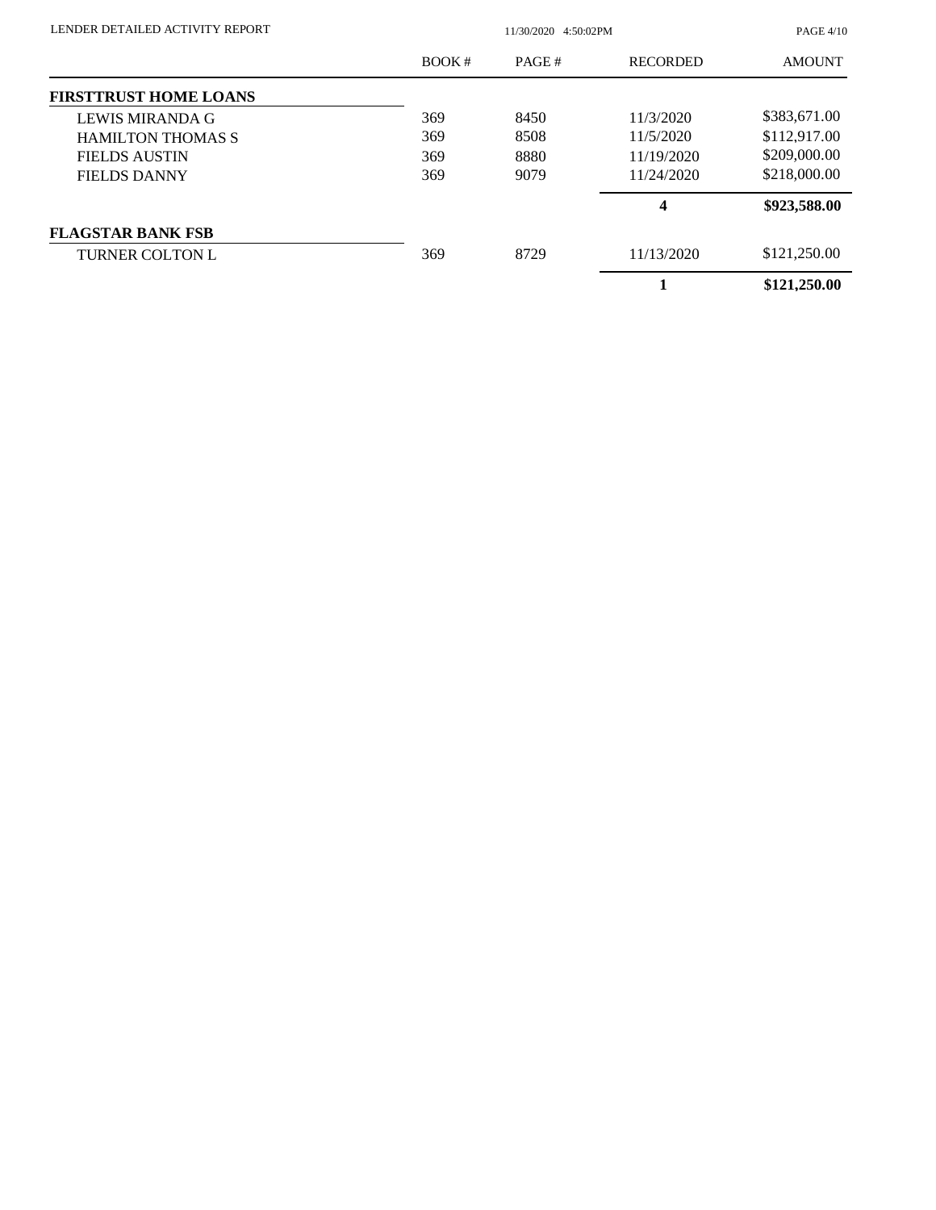| | BOOK # | PAGE # | RECORDED | AMOUNT |
|---|---|---|---|---|
| **FIRSTTRUST HOME LOANS** | | | | |
| LEWIS MIRANDA G | 369 | 8450 | 11/3/2020 | $383,671.00 |
| HAMILTON THOMAS S | 369 | 8508 | 11/5/2020 | $112,917.00 |
| FIELDS AUSTIN | 369 | 8880 | 11/19/2020 | $209,000.00 |
| FIELDS DANNY | 369 | 9079 | 11/24/2020 | $218,000.00 |
| | | | **4** | **$923,588.00** |
| **FLAGSTAR BANK FSB** | | | | |
| TURNER COLTON L | 369 | 8729 | 11/13/2020 | $121,250.00 |
| | | | **1** | **$121,250.00** |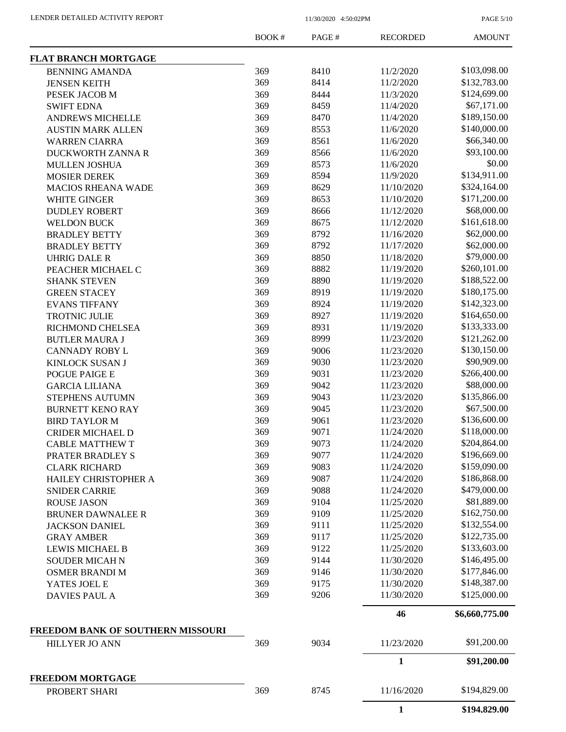| | BOOK # | PAGE # | RECORDED | AMOUNT |
|---|---|---|---|---|
| **FLAT BRANCH MORTGAGE** | | | | |
| BENNING AMANDA | 369 | 8410 | 11/2/2020 | $103,098.00 |
| JENSEN KEITH | 369 | 8414 | 11/2/2020 | $132,783.00 |
| PESEK JACOB M | 369 | 8444 | 11/3/2020 | $124,699.00 |
| SWIFT EDNA | 369 | 8459 | 11/4/2020 | $67,171.00 |
| ANDREWS MICHELLE | 369 | 8470 | 11/4/2020 | $189,150.00 |
| AUSTIN MARK ALLEN | 369 | 8553 | 11/6/2020 | $140,000.00 |
| WARREN CIARRA | 369 | 8561 | 11/6/2020 | $66,340.00 |
| DUCKWORTH ZANNA R | 369 | 8566 | 11/6/2020 | $93,100.00 |
| MULLEN JOSHUA | 369 | 8573 | 11/6/2020 | $0.00 |
| MOSIER DEREK | 369 | 8594 | 11/9/2020 | $134,911.00 |
| MACIOS RHEANA WADE | 369 | 8629 | 11/10/2020 | $324,164.00 |
| WHITE GINGER | 369 | 8653 | 11/10/2020 | $171,200.00 |
| DUDLEY ROBERT | 369 | 8666 | 11/12/2020 | $68,000.00 |
| WELDON BUCK | 369 | 8675 | 11/12/2020 | $161,618.00 |
| BRADLEY BETTY | 369 | 8792 | 11/16/2020 | $62,000.00 |
| BRADLEY BETTY | 369 | 8792 | 11/17/2020 | $62,000.00 |
| UHRIG DALE R | 369 | 8850 | 11/18/2020 | $79,000.00 |
| PEACHER MICHAEL C | 369 | 8882 | 11/19/2020 | $260,101.00 |
| SHANK STEVEN | 369 | 8890 | 11/19/2020 | $188,522.00 |
| GREEN STACEY | 369 | 8919 | 11/19/2020 | $180,175.00 |
| EVANS TIFFANY | 369 | 8924 | 11/19/2020 | $142,323.00 |
| TROTNIC JULIE | 369 | 8927 | 11/19/2020 | $164,650.00 |
| RICHMOND CHELSEA | 369 | 8931 | 11/19/2020 | $133,333.00 |
| BUTLER MAURA J | 369 | 8999 | 11/23/2020 | $121,262.00 |
| CANNADY ROBY L | 369 | 9006 | 11/23/2020 | $130,150.00 |
| KINLOCK SUSAN J | 369 | 9030 | 11/23/2020 | $90,909.00 |
| POGUE PAIGE E | 369 | 9031 | 11/23/2020 | $266,400.00 |
| GARCIA LILIANA | 369 | 9042 | 11/23/2020 | $88,000.00 |
| STEPHENS AUTUMN | 369 | 9043 | 11/23/2020 | $135,866.00 |
| BURNETT KENO RAY | 369 | 9045 | 11/23/2020 | $67,500.00 |
| BIRD TAYLOR M | 369 | 9061 | 11/23/2020 | $136,600.00 |
| CRIDER MICHAEL D | 369 | 9071 | 11/24/2020 | $118,000.00 |
| CABLE MATTHEW T | 369 | 9073 | 11/24/2020 | $204,864.00 |
| PRATER BRADLEY S | 369 | 9077 | 11/24/2020 | $196,669.00 |
| CLARK RICHARD | 369 | 9083 | 11/24/2020 | $159,090.00 |
| HAILEY CHRISTOPHER A | 369 | 9087 | 11/24/2020 | $186,868.00 |
| SNIDER CARRIE | 369 | 9088 | 11/24/2020 | $479,000.00 |
| ROUSE JASON | 369 | 9104 | 11/25/2020 | $81,889.00 |
| BRUNER DAWNALEE R | 369 | 9109 | 11/25/2020 | $162,750.00 |
| JACKSON DANIEL | 369 | 9111 | 11/25/2020 | $132,554.00 |
| GRAY AMBER | 369 | 9117 | 11/25/2020 | $122,735.00 |
| LEWIS MICHAEL B | 369 | 9122 | 11/25/2020 | $133,603.00 |
| SOUDER MICAH N | 369 | 9144 | 11/30/2020 | $146,495.00 |
| OSMER BRANDI M | 369 | 9146 | 11/30/2020 | $177,846.00 |
| YATES JOEL E | 369 | 9175 | 11/30/2020 | $148,387.00 |
| DAVIES PAUL A | 369 | 9206 | 11/30/2020 | $125,000.00 |
| | | | **46** | **$6,660,775.00** |
| **FREEDOM BANK OF SOUTHERN MISSOURI** | | | | |
| HILLYER JO ANN | 369 | 9034 | 11/23/2020 | $91,200.00 |
| | | | **1** | **$91,200.00** |
| **FREEDOM MORTGAGE** | | | | |
| PROBERT SHARI | 369 | 8745 | 11/16/2020 | $194,829.00 |
| | | | **1** | **$194,829.00** |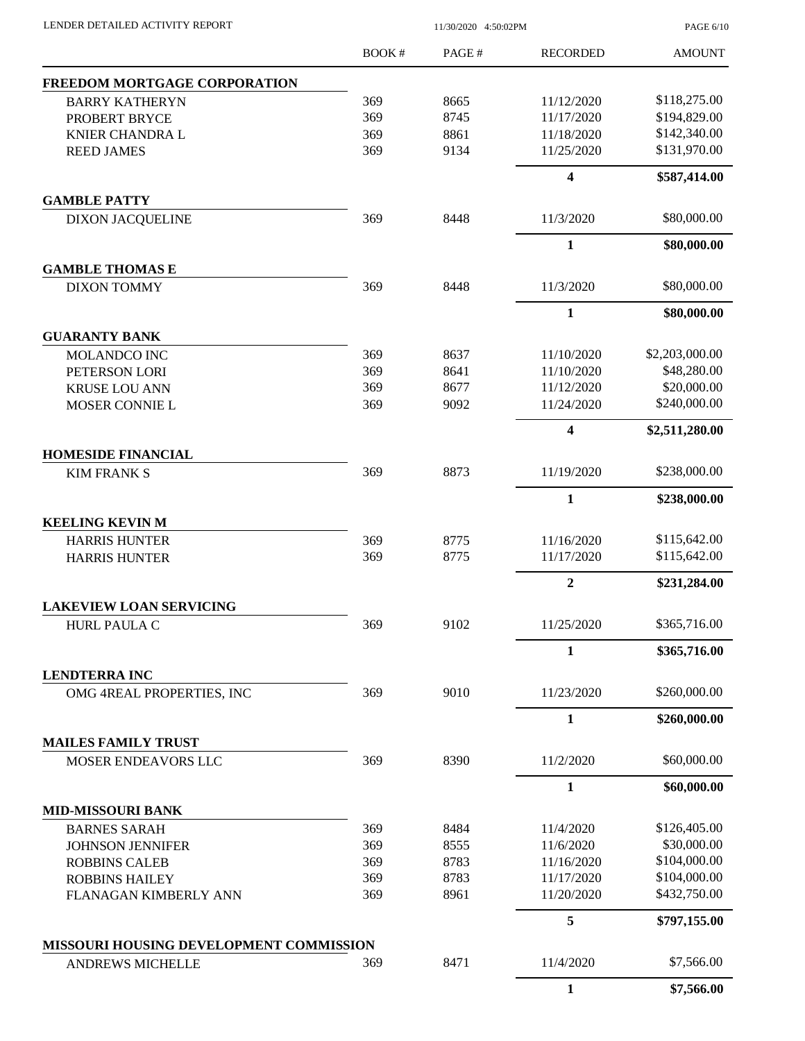| | BOOK # | PAGE # | RECORDED | AMOUNT |
|---|---|---|---|---|
| **FREEDOM MORTGAGE CORPORATION** | | | | |
| BARRY KATHERYN | 369 | 8665 | 11/12/2020 | $118,275.00 |
| PROBERT BRYCE | 369 | 8745 | 11/17/2020 | $194,829.00 |
| KNIER CHANDRA L | 369 | 8861 | 11/18/2020 | $142,340.00 |
| REED JAMES | 369 | 9134 | 11/25/2020 | $131,970.00 |
| | | | **4** | **$587,414.00** |
| **GAMBLE PATTY** | | | | |
| DIXON JACQUELINE | 369 | 8448 | 11/3/2020 | $80,000.00 |
| | | | **1** | **$80,000.00** |
| **GAMBLE THOMAS E** | | | | |
| DIXON TOMMY | 369 | 8448 | 11/3/2020 | $80,000.00 |
| | | | **1** | **$80,000.00** |
| **GUARANTY BANK** | | | | |
| MOLANDCO INC | 369 | 8637 | 11/10/2020 | $2,203,000.00 |
| PETERSON LORI | 369 | 8641 | 11/10/2020 | $48,280.00 |
| KRUSE LOU ANN | 369 | 8677 | 11/12/2020 | $20,000.00 |
| MOSER CONNIE L | 369 | 9092 | 11/24/2020 | $240,000.00 |
| | | | **4** | **$2,511,280.00** |
| **HOMESIDE FINANCIAL** | | | | |
| KIM FRANK S | 369 | 8873 | 11/19/2020 | $238,000.00 |
| | | | **1** | **$238,000.00** |
| **KEELING KEVIN M** | | | | |
| HARRIS HUNTER | 369 | 8775 | 11/16/2020 | $115,642.00 |
| HARRIS HUNTER | 369 | 8775 | 11/17/2020 | $115,642.00 |
| | | | **2** | **$231,284.00** |
| **LAKEVIEW LOAN SERVICING** | | | | |
| HURL PAULA C | 369 | 9102 | 11/25/2020 | $365,716.00 |
| | | | **1** | **$365,716.00** |
| **LENDTERRA INC** | | | | |
| OMG 4REAL PROPERTIES, INC | 369 | 9010 | 11/23/2020 | $260,000.00 |
| | | | **1** | **$260,000.00** |
| **MAILES FAMILY TRUST** | | | | |
| MOSER ENDEAVORS LLC | 369 | 8390 | 11/2/2020 | $60,000.00 |
| | | | **1** | **$60,000.00** |
| **MID-MISSOURI BANK** | | | | |
| BARNES SARAH | 369 | 8484 | 11/4/2020 | $126,405.00 |
| JOHNSON JENNIFER | 369 | 8555 | 11/6/2020 | $30,000.00 |
| ROBBINS CALEB | 369 | 8783 | 11/16/2020 | $104,000.00 |
| ROBBINS HAILEY | 369 | 8783 | 11/17/2020 | $104,000.00 |
| FLANAGAN KIMBERLY ANN | 369 | 8961 | 11/20/2020 | $432,750.00 |
| | | | **5** | **$797,155.00** |
| **MISSOURI HOUSING DEVELOPMENT COMMISSION** | | | | |
| ANDREWS MICHELLE | 369 | 8471 | 11/4/2020 | $7,566.00 |
| | | | **1** | **$7,566.00** |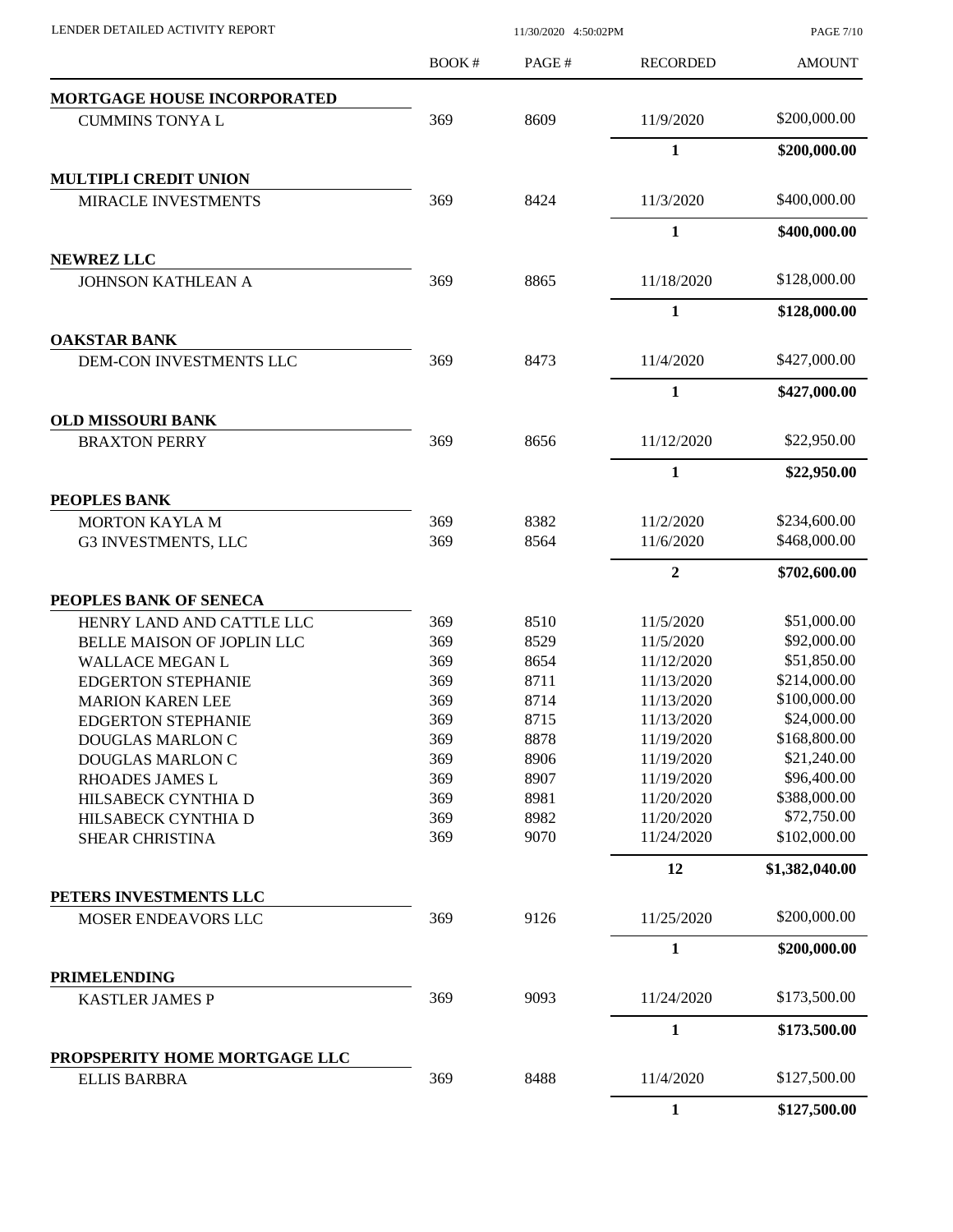| | BOOK # | PAGE # | RECORDED | AMOUNT |
|---|---|---|---|---|
| **MORTGAGE HOUSE INCORPORATED** | | | | |
| CUMMINS TONYA L | 369 | 8609 | 11/9/2020 | $200,000.00 |
| | | | **1** | **$200,000.00** |
| **MULTIPLI CREDIT UNION** | | | | |
| MIRACLE INVESTMENTS | 369 | 8424 | 11/3/2020 | $400,000.00 |
| | | | **1** | **$400,000.00** |
| **NEWREZ LLC** | | | | |
| JOHNSON KATHLEAN A | 369 | 8865 | 11/18/2020 | $128,000.00 |
| | | | **1** | **$128,000.00** |
| **OAKSTAR BANK** | | | | |
| DEM-CON INVESTMENTS LLC | 369 | 8473 | 11/4/2020 | $427,000.00 |
| | | | **1** | **$427,000.00** |
| **OLD MISSOURI BANK** | | | | |
| BRAXTON PERRY | 369 | 8656 | 11/12/2020 | $22,950.00 |
| | | | **1** | **$22,950.00** |
| **PEOPLES BANK** | | | | |
| MORTON KAYLA M | 369 | 8382 | 11/2/2020 | $234,600.00 |
| G3 INVESTMENTS, LLC | 369 | 8564 | 11/6/2020 | $468,000.00 |
| | | | **2** | **$702,600.00** |
| **PEOPLES BANK OF SENECA** | | | | |
| HENRY LAND AND CATTLE LLC | 369 | 8510 | 11/5/2020 | $51,000.00 |
| BELLE MAISON OF JOPLIN LLC | 369 | 8529 | 11/5/2020 | $92,000.00 |
| WALLACE MEGAN L | 369 | 8654 | 11/12/2020 | $51,850.00 |
| EDGERTON STEPHANIE | 369 | 8711 | 11/13/2020 | $214,000.00 |
| MARION KAREN LEE | 369 | 8714 | 11/13/2020 | $100,000.00 |
| EDGERTON STEPHANIE | 369 | 8715 | 11/13/2020 | $24,000.00 |
| DOUGLAS MARLON C | 369 | 8878 | 11/19/2020 | $168,800.00 |
| DOUGLAS MARLON C | 369 | 8906 | 11/19/2020 | $21,240.00 |
| RHOADES JAMES L | 369 | 8907 | 11/19/2020 | $96,400.00 |
| HILSABECK CYNTHIA D | 369 | 8981 | 11/20/2020 | $388,000.00 |
| HILSABECK CYNTHIA D | 369 | 8982 | 11/20/2020 | $72,750.00 |
| SHEAR CHRISTINA | 369 | 9070 | 11/24/2020 | $102,000.00 |
| | | | **12** | **$1,382,040.00** |
| **PETERS INVESTMENTS LLC** | | | | |
| MOSER ENDEAVORS LLC | 369 | 9126 | 11/25/2020 | $200,000.00 |
| | | | **1** | **$200,000.00** |
| **PRIMELENDING** | | | | |
| KASTLER JAMES P | 369 | 9093 | 11/24/2020 | $173,500.00 |
| | | | **1** | **$173,500.00** |
| **PROPSPERITY HOME MORTGAGE LLC** | | | | |
| ELLIS BARBRA | 369 | 8488 | 11/4/2020 | $127,500.00 |
| | | | **1** | **$127,500.00** |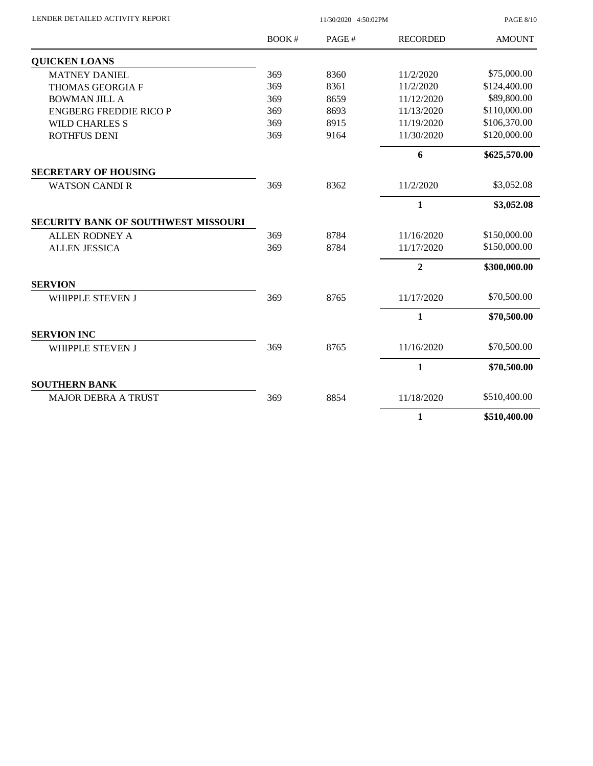| | BOOK # | PAGE # | RECORDED | AMOUNT |
|---|---|---|---|---|
| **QUICKEN LOANS** | | | | |
| MATNEY DANIEL | 369 | 8360 | 11/2/2020 | $75,000.00 |
| THOMAS GEORGIA F | 369 | 8361 | 11/2/2020 | $124,400.00 |
| BOWMAN JILL A | 369 | 8659 | 11/12/2020 | $89,800.00 |
| ENGBERG FREDDIE RICO P | 369 | 8693 | 11/13/2020 | $110,000.00 |
| WILD CHARLES S | 369 | 8915 | 11/19/2020 | $106,370.00 |
| ROTHFUS DENI | 369 | 9164 | 11/30/2020 | $120,000.00 |
| | | | **6** | **$625,570.00** |
| **SECRETARY OF HOUSING** | | | | |
| WATSON CANDI R | 369 | 8362 | 11/2/2020 | $3,052.08 |
| | | | **1** | **$3,052.08** |
| **SECURITY BANK OF SOUTHWEST MISSOURI** | | | | |
| ALLEN RODNEY A | 369 | 8784 | 11/16/2020 | $150,000.00 |
| ALLEN JESSICA | 369 | 8784 | 11/17/2020 | $150,000.00 |
| | | | **2** | **$300,000.00** |
| **SERVION** | | | | |
| WHIPPLE STEVEN J | 369 | 8765 | 11/17/2020 | $70,500.00 |
| | | | **1** | **$70,500.00** |
| **SERVION INC** | | | | |
| WHIPPLE STEVEN J | 369 | 8765 | 11/16/2020 | $70,500.00 |
| | | | **1** | **$70,500.00** |
| **SOUTHERN BANK** | | | | |
| MAJOR DEBRA A TRUST | 369 | 8854 | 11/18/2020 | $510,400.00 |
| | | | **1** | **$510,400.00** |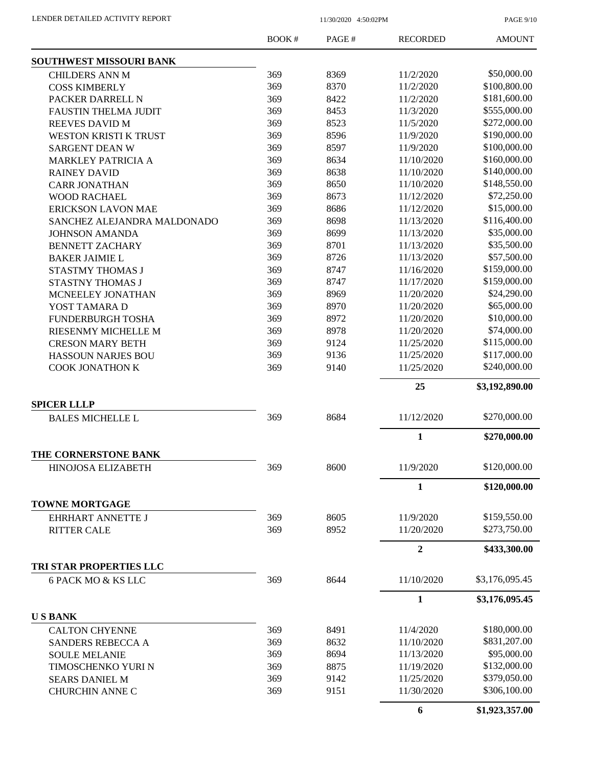| | BOOK # | PAGE # | RECORDED | AMOUNT |
|---|---|---|---|---|
| **SOUTHWEST MISSOURI BANK** | | | | |
| CHILDERS ANN M | 369 | 8369 | 11/2/2020 | \$50,000.00 |
| COSS KIMBERLY | 369 | 8370 | 11/2/2020 | \$100,800.00 |
| PACKER DARRELL N | 369 | 8422 | 11/2/2020 | \$181,600.00 |
| FAUSTIN THELMA JUDIT | 369 | 8453 | 11/3/2020 | \$555,000.00 |
| REEVES DAVID M | 369 | 8523 | 11/5/2020 | \$272,000.00 |
| WESTON KRISTI K TRUST | 369 | 8596 | 11/9/2020 | \$190,000.00 |
| SARGENT DEAN W | 369 | 8597 | 11/9/2020 | \$100,000.00 |
| MARKLEY PATRICIA A | 369 | 8634 | 11/10/2020 | \$160,000.00 |
| RAINEY DAVID | 369 | 8638 | 11/10/2020 | \$140,000.00 |
| CARR JONATHAN | 369 | 8650 | 11/10/2020 | \$148,550.00 |
| WOOD RACHAEL | 369 | 8673 | 11/12/2020 | \$72,250.00 |
| ERICKSON LAVON MAE | 369 | 8686 | 11/12/2020 | \$15,000.00 |
| SANCHEZ ALEJANDRA MALDONADO | 369 | 8698 | 11/13/2020 | \$116,400.00 |
| JOHNSON AMANDA | 369 | 8699 | 11/13/2020 | \$35,000.00 |
| BENNETT ZACHARY | 369 | 8701 | 11/13/2020 | \$35,500.00 |
| BAKER JAIMIE L | 369 | 8726 | 11/13/2020 | \$57,500.00 |
| STASTMY THOMAS J | 369 | 8747 | 11/16/2020 | \$159,000.00 |
| STASTNY THOMAS J | 369 | 8747 | 11/17/2020 | \$159,000.00 |
| MCNEELEY JONATHAN | 369 | 8969 | 11/20/2020 | \$24,290.00 |
| YOST TAMARA D | 369 | 8970 | 11/20/2020 | \$65,000.00 |
| FUNDERBURGH TOSHA | 369 | 8972 | 11/20/2020 | \$10,000.00 |
| RIESENMY MICHELLE M | 369 | 8978 | 11/20/2020 | \$74,000.00 |
| CRESON MARY BETH | 369 | 9124 | 11/25/2020 | \$115,000.00 |
| HASSOUN NARJES BOU | 369 | 9136 | 11/25/2020 | \$117,000.00 |
| COOK JONATHON K | 369 | 9140 | 11/25/2020 | \$240,000.00 |
| | | | **25** | **\$3,192,890.00** |
| **SPICER LLLP** | | | | |
| BALES MICHELLE L | 369 | 8684 | 11/12/2020 | \$270,000.00 |
| | | | **1** | **\$270,000.00** |
| **THE CORNERSTONE BANK** | | | | |
| HINOJOSA ELIZABETH | 369 | 8600 | 11/9/2020 | \$120,000.00 |
| | | | **1** | **\$120,000.00** |
| **TOWNE MORTGAGE** | | | | |
| EHRHART ANNETTE J | 369 | 8605 | 11/9/2020 | \$159,550.00 |
| RITTER CALE | 369 | 8952 | 11/20/2020 | \$273,750.00 |
| | | | **2** | **\$433,300.00** |
| **TRI STAR PROPERTIES LLC** | | | | |
| 6 PACK MO & KS LLC | 369 | 8644 | 11/10/2020 | \$3,176,095.45 |
| | | | **1** | **\$3,176,095.45** |
| **U S BANK** | | | | |
| CALTON CHYENNE | 369 | 8491 | 11/4/2020 | \$180,000.00 |
| SANDERS REBECCA A | 369 | 8632 | 11/10/2020 | \$831,207.00 |
| SOULE MELANIE | 369 | 8694 | 11/13/2020 | \$95,000.00 |
| TIMOSCHENKO YURI N | 369 | 8875 | 11/19/2020 | \$132,000.00 |
| SEARS DANIEL M | 369 | 9142 | 11/25/2020 | \$379,050.00 |
| CHURCHIN ANNE C | 369 | 9151 | 11/30/2020 | \$306,100.00 |
| | | | **6** | **\$1,923,357.00** |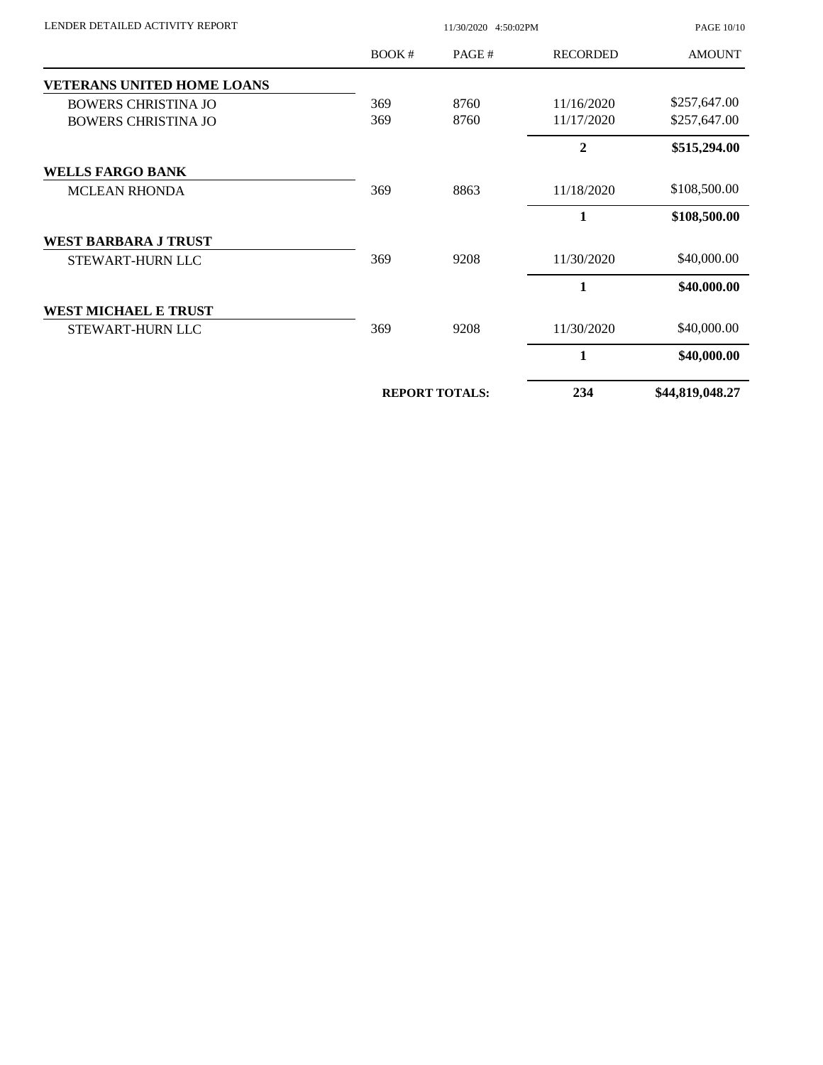| | BOOK # | PAGE # | RECORDED | AMOUNT |
|---|---|---|---|---|
| **VETERANS UNITED HOME LOANS** | | | | |
| BOWERS CHRISTINA JO | 369 | 8760 | 11/16/2020 | $257,647.00 |
| BOWERS CHRISTINA JO | 369 | 8760 | 11/17/2020 | $257,647.00 |
| | | | **2** | **$515,294.00** |
| **WELLS FARGO BANK** | | | | |
| MCLEAN RHONDA | 369 | 8863 | 11/18/2020 | $108,500.00 |
| | | | **1** | **$108,500.00** |
| **WEST BARBARA J TRUST** | | | | |
| STEWART-HURN LLC | 369 | 9208 | 11/30/2020 | $40,000.00 |
| | | | **1** | **$40,000.00** |
| **WEST MICHAEL E TRUST** | | | | |
| STEWART-HURN LLC | 369 | 9208 | 11/30/2020 | $40,000.00 |
| | | | **1** | **$40,000.00** |
| | **REPORT TOTALS:** | | **234** | **$44,819,048.27** |